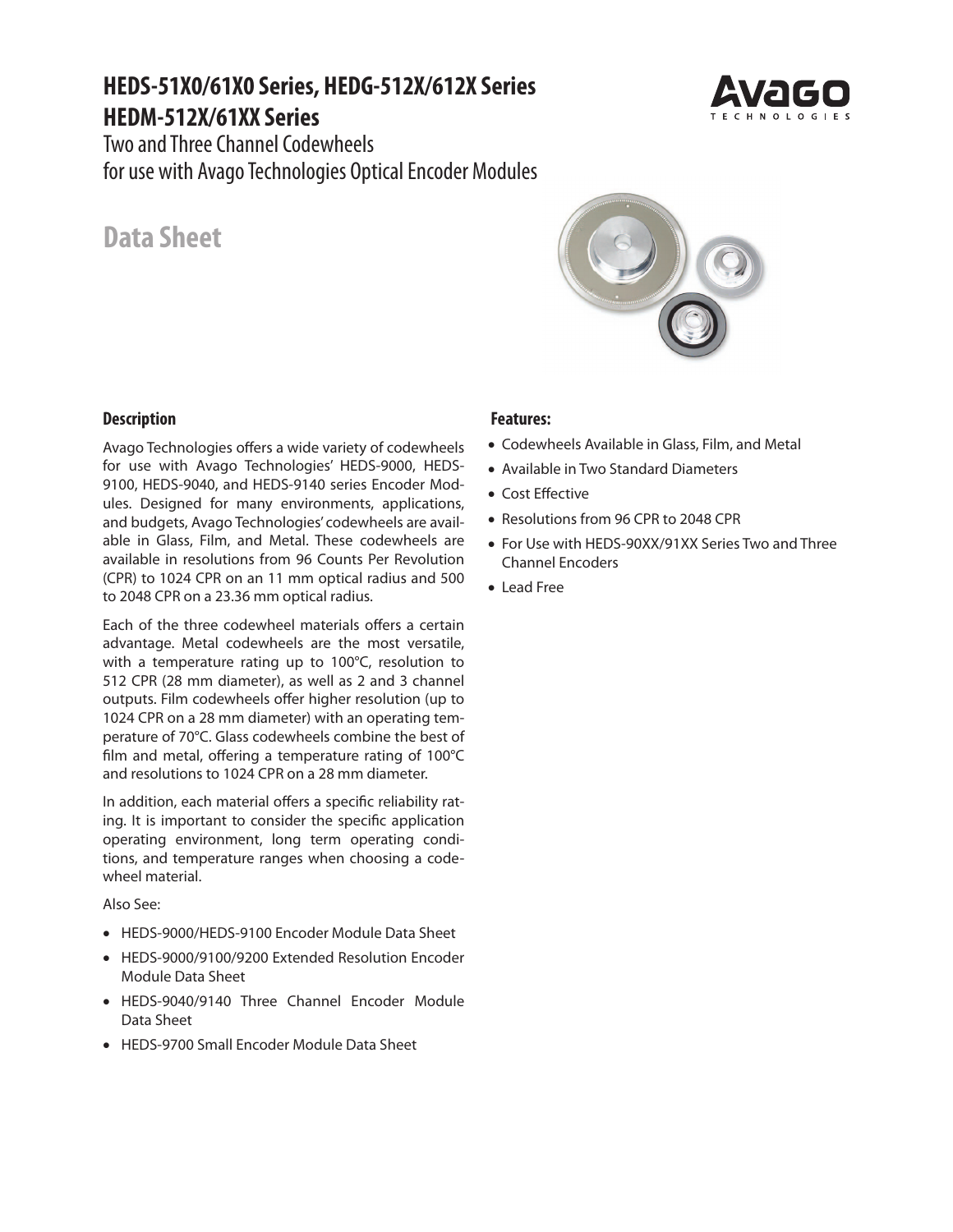# HEDS-51X0/61X0 Series, HEDG-512X/612X Series
# HEDM-512X/61XX Series

Two and Three Channel Codewheels
for use with Avago Technologies Optical Encoder Modules

## Data Sheet

### Description

Avago Technologies offers a wide variety of codewheels for use with Avago Technologies' HEDS-9000, HEDS-9100, HEDS-9040, and HEDS-9140 series Encoder Modules. Designed for many environments, applications, and budgets, Avago Technologies' codewheels are available in Glass, Film, and Metal. These codewheels are available in resolutions from 96 Counts Per Revolution (CPR) to 1024 CPR on an 11 mm optical radius and 500 to 2048 CPR on a 23.36 mm optical radius.

Each of the three codewheel materials offers a certain advantage. Metal codewheels are the most versatile, with a temperature rating up to 100°C, resolution to 512 CPR (28 mm diameter), as well as 2 and 3 channel outputs. Film codewheels offer higher resolution (up to 1024 CPR on a 28 mm diameter) with an operating temperature of 70°C. Glass codewheels combine the best of film and metal, offering a temperature rating of 100°C and resolutions to 1024 CPR on a 28 mm diameter.

In addition, each material offers a specific reliability rating. It is important to consider the specific application operating environment, long term operating conditions, and temperature ranges when choosing a codewheel material.

Also See:

- HEDS-9000/HEDS-9100 Encoder Module Data Sheet
- HEDS-9000/9100/9200 Extended Resolution Encoder Module Data Sheet
- HEDS-9040/9140 Three Channel Encoder Module Data Sheet
- HEDS-9700 Small Encoder Module Data Sheet

### Features:

- Codewheels Available in Glass, Film, and Metal
- Available in Two Standard Diameters
- Cost Effective
- Resolutions from 96 CPR to 2048 CPR
- For Use with HEDS-90XX/91XX Series Two and Three Channel Encoders
- Lead Free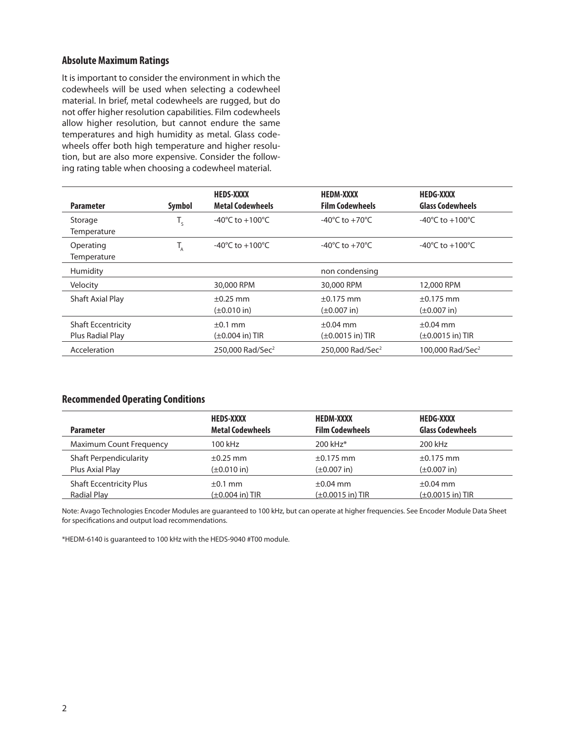## Absolute Maximum Ratings

It is important to consider the environment in which the codewheels will be used when selecting a codewheel material. In brief, metal codewheels are rugged, but do not offer higher resolution capabilities. Film codewheels allow higher resolution, but cannot endure the same temperatures and high humidity as metal. Glass codewheels offer both high temperature and higher resolution, but are also more expensive. Consider the following rating table when choosing a codewheel material.

| Parameter | Symbol | HEDS-XXXX Metal Codewheels | HEDM-XXXX Film Codewheels | HEDG-XXXX Glass Codewheels |
|---|---|---|---|---|
| Storage Temperature | $T_S$ | -40°C to +100°C | -40°C to +70°C | -40°C to +100°C |
| Operating Temperature | $T_A$ | -40°C to +100°C | -40°C to +70°C | -40°C to +100°C |
| Humidity | | | non condensing | |
| Velocity | | 30,000 RPM | 30,000 RPM | 12,000 RPM |
| Shaft Axial Play | | ±0.25 mm (±0.010 in) | ±0.175 mm (±0.007 in) | ±0.175 mm (±0.007 in) |
| Shaft Eccentricity Plus Radial Play | | ±0.1 mm (±0.004 in) TIR | ±0.04 mm (±0.0015 in) TIR | ±0.04 mm (±0.0015 in) TIR |
| Acceleration | | 250,000 $Rad/Sec^2$ | 250,000 $Rad/Sec^2$ | 100,000 $Rad/Sec^2$ |

## Recommended Operating Conditions

| Parameter | HEDS-XXXX Metal Codewheels | HEDM-XXXX Film Codewheels | HEDG-XXXX Glass Codewheels |
|---|---|---|---|
| Maximum Count Frequency | 100 kHz | 200 kHz* | 200 kHz |
| Shaft Perpendicularity Plus Axial Play | ±0.25 mm (±0.010 in) | ±0.175 mm (±0.007 in) | ±0.175 mm (±0.007 in) |
| Shaft Eccentricity Plus Radial Play | ±0.1 mm (±0.004 in) TIR | ±0.04 mm (±0.0015 in) TIR | ±0.04 mm (±0.0015 in) TIR |

Note: Avago Technologies Encoder Modules are guaranteed to 100 kHz, but can operate at higher frequencies. See Encoder Module Data Sheet for specifications and output load recommendations.

*HEDM-6140 is guaranteed to 100 kHz with the HEDS-9040 #T00 module.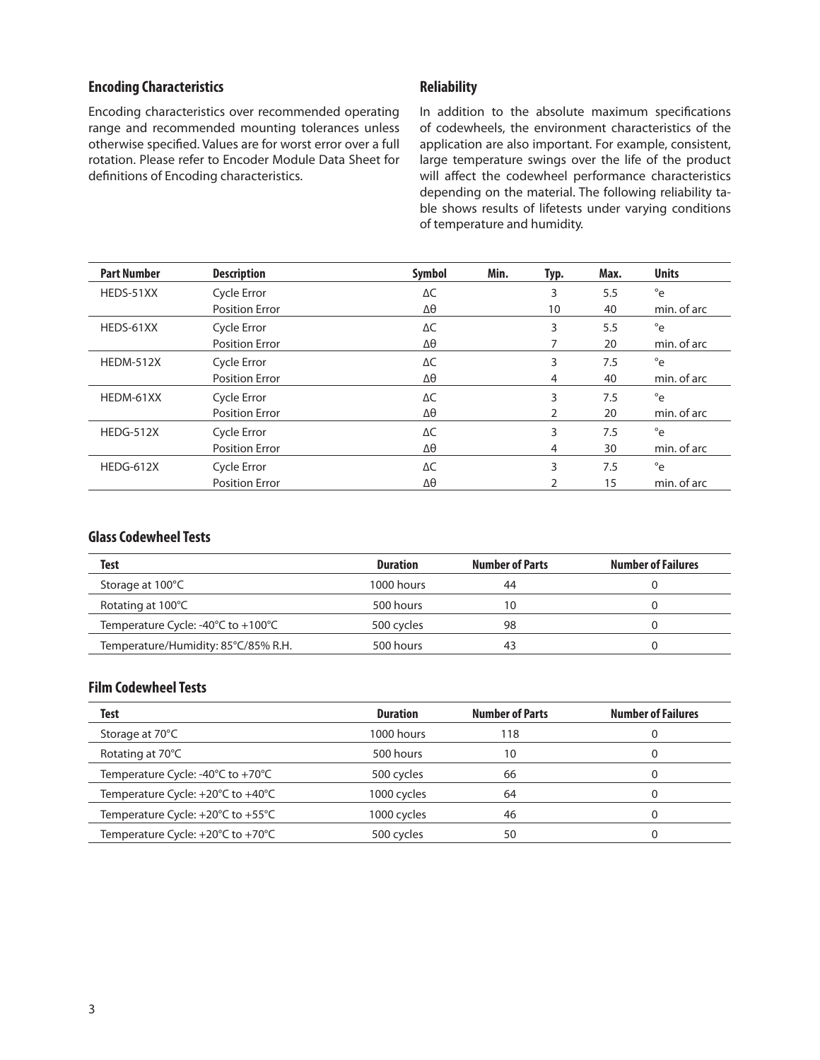## Encoding Characteristics

Encoding characteristics over recommended operating range and recommended mounting tolerances unless otherwise specified. Values are for worst error over a full rotation. Please refer to Encoder Module Data Sheet for definitions of Encoding characteristics.

## Reliability

In addition to the absolute maximum specifications of codewheels, the environment characteristics of the application are also important. For example, consistent, large temperature swings over the life of the product will affect the codewheel performance characteristics depending on the material. The following reliability table shows results of lifetests under varying conditions of temperature and humidity.

| Part Number | Description | Symbol | Min. | Typ. | Max. | Units |
|---|---|---|---|---|---|---|
| HEDS-51XX | Cycle Error | ΔC | | 3 | 5.5 | °e |
| | Position Error | Δθ | | 10 | 40 | min. of arc |
| HEDS-61XX | Cycle Error | ΔC | | 3 | 5.5 | °e |
| | Position Error | Δθ | | 7 | 20 | min. of arc |
| HEDM-512X | Cycle Error | ΔC | | 3 | 7.5 | °e |
| | Position Error | Δθ | | 4 | 40 | min. of arc |
| HEDM-61XX | Cycle Error | ΔC | | 3 | 7.5 | °e |
| | Position Error | Δθ | | 2 | 20 | min. of arc |
| HEDG-512X | Cycle Error | ΔC | | 3 | 7.5 | °e |
| | Position Error | Δθ | | 4 | 30 | min. of arc |
| HEDG-612X | Cycle Error | ΔC | | 3 | 7.5 | °e |
| | Position Error | Δθ | | 2 | 15 | min. of arc |

### Glass Codewheel Tests

| Test | Duration | Number of Parts | Number of Failures |
|---|---|---|---|
| Storage at 100°C | 1000 hours | 44 | 0 |
| Rotating at 100°C | 500 hours | 10 | 0 |
| Temperature Cycle: -40°C to +100°C | 500 cycles | 98 | 0 |
| Temperature/Humidity: 85°C/85% R.H. | 500 hours | 43 | 0 |

### Film Codewheel Tests

| Test | Duration | Number of Parts | Number of Failures |
|---|---|---|---|
| Storage at 70°C | 1000 hours | 118 | 0 |
| Rotating at 70°C | 500 hours | 10 | 0 |
| Temperature Cycle: -40°C to +70°C | 500 cycles | 66 | 0 |
| Temperature Cycle: +20°C to +40°C | 1000 cycles | 64 | 0 |
| Temperature Cycle: +20°C to +55°C | 1000 cycles | 46 | 0 |
| Temperature Cycle: +20°C to +70°C | 500 cycles | 50 | 0 |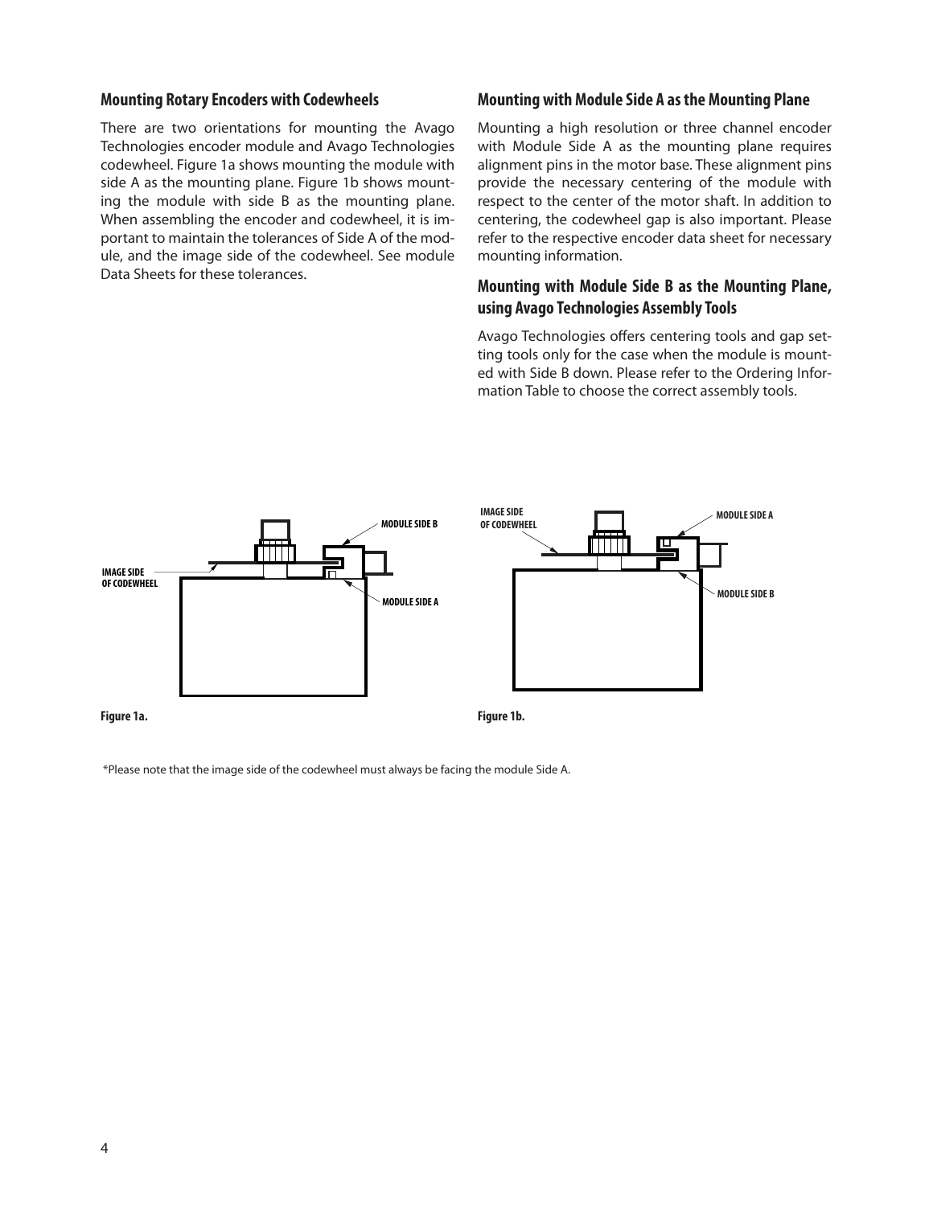## Mounting Rotary Encoders with Codewheels

There are two orientations for mounting the Avago Technologies encoder module and Avago Technologies codewheel. Figure 1a shows mounting the module with side A as the mounting plane. Figure 1b shows mounting the module with side B as the mounting plane. When assembling the encoder and codewheel, it is important to maintain the tolerances of Side A of the module, and the image side of the codewheel. See module Data Sheets for these tolerances.

## Mounting with Module Side A as the Mounting Plane

Mounting a high resolution or three channel encoder with Module Side A as the mounting plane requires alignment pins in the motor base. These alignment pins provide the necessary centering of the module with respect to the center of the motor shaft. In addition to centering, the codewheel gap is also important. Please refer to the respective encoder data sheet for necessary mounting information.

## Mounting with Module Side B as the Mounting Plane, using Avago Technologies Assembly Tools

Avago Technologies offers centering tools and gap setting tools only for the case when the module is mounted with Side B down. Please refer to the Ordering Information Table to choose the correct assembly tools.

MODULE SIDE B

IMAGE SIDE OF CODEWHEEL

MODULE SIDE A

**Figure 1a.**

IMAGE SIDE OF CODEWHEEL

MODULE SIDE A

MODULE SIDE B

**Figure 1b.**

*Please note that the image side of the codewheel must always be facing the module Side A.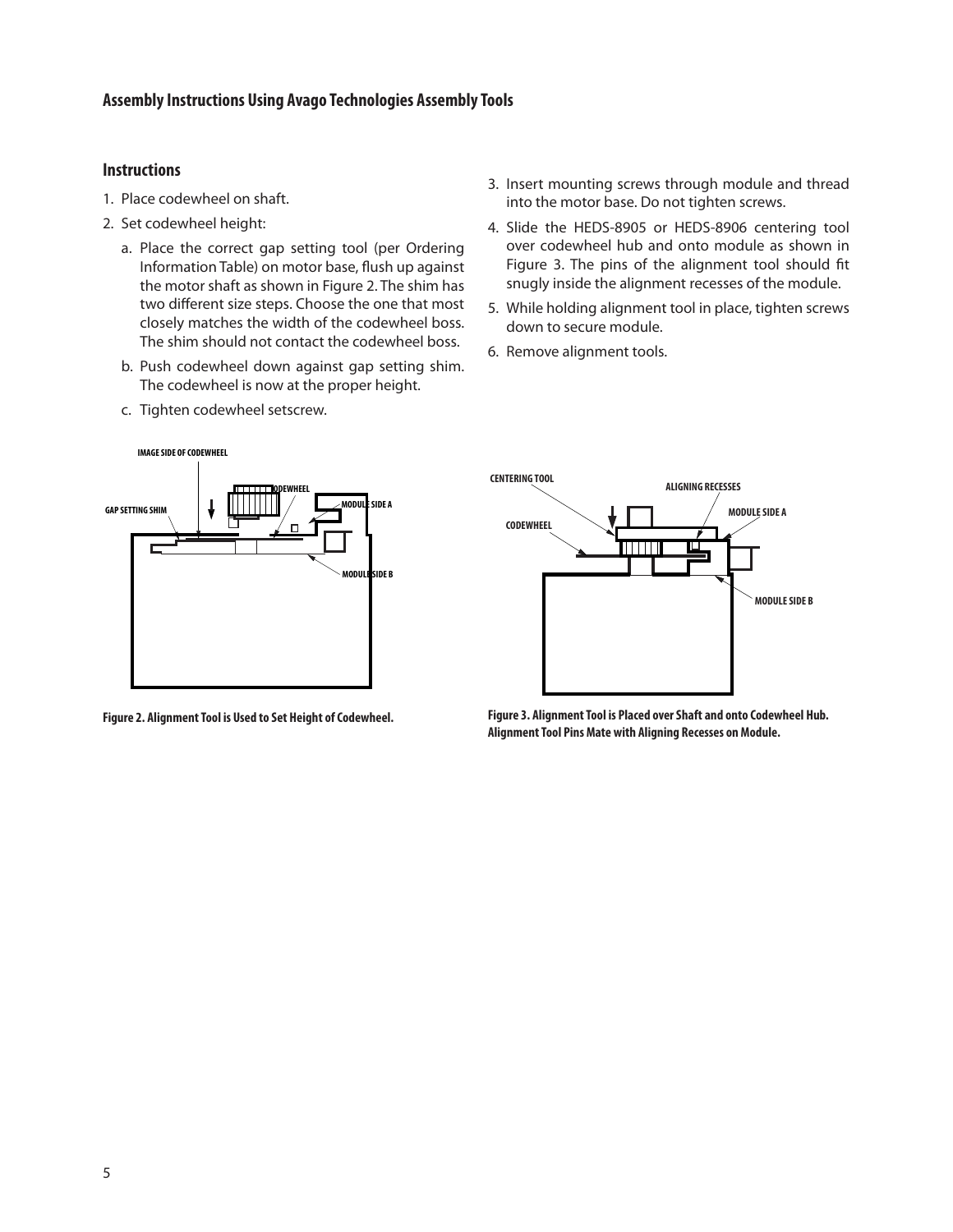## Assembly Instructions Using Avago Technologies Assembly Tools

### Instructions

1. Place codewheel on shaft.
2. Set codewheel height:
   a. Place the correct gap setting tool (per Ordering Information Table) on motor base, flush up against the motor shaft as shown in Figure 2. The shim has two different size steps. Choose the one that most closely matches the width of the codewheel boss. The shim should not contact the codewheel boss.
   b. Push codewheel down against gap setting shim. The codewheel is now at the proper height.
   c. Tighten codewheel setscrew.
3. Insert mounting screws through module and thread into the motor base. Do not tighten screws.
4. Slide the HEDS-8905 or HEDS-8906 centering tool over codewheel hub and onto module as shown in Figure 3. The pins of the alignment tool should fit snugly inside the alignment recesses of the module.
5. While holding alignment tool in place, tighten screws down to secure module.
6. Remove alignment tools.

IMAGE SIDE OF CODEWHEEL
CODEWHEEL
GAP SETTING SHIM
MODULE SIDE A
MODULE SIDE B

**Figure 2. Alignment Tool is Used to Set Height of Codewheel.**

CENTERING TOOL
ALIGNING RECESSES
MODULE SIDE A
CODEWHEEL
MODULE SIDE B

**Figure 3. Alignment Tool is Placed over Shaft and onto Codewheel Hub. Alignment Tool Pins Mate with Aligning Recesses on Module.**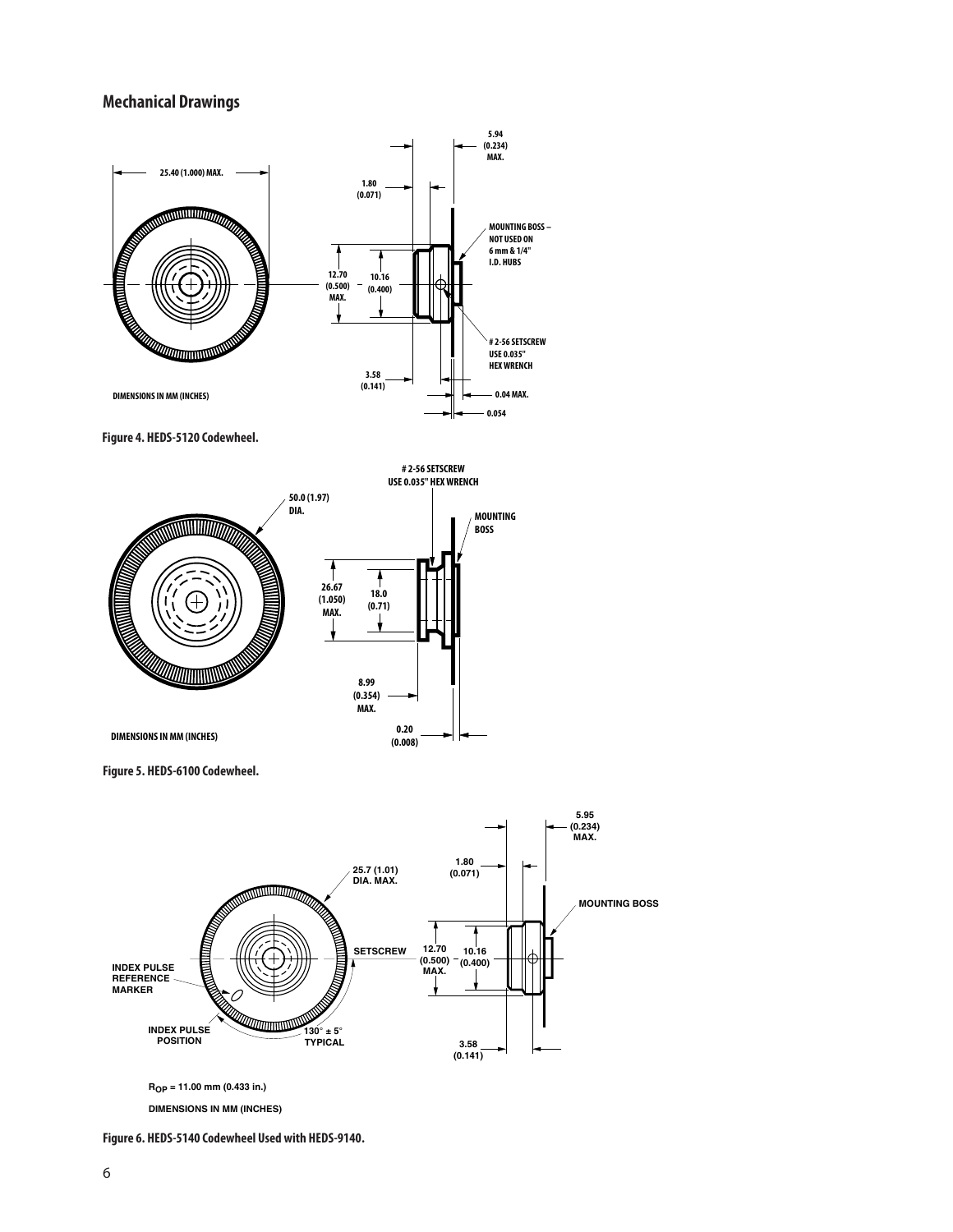## Mechanical Drawings

25.40 (1.000) MAX.

1.80 (0.071)

5.94 (0.234) MAX.

MOUNTING BOSS – NOT USED ON 6 mm & 1/4" I.D. HUBS

12.70 (0.500) MAX.

10.16 (0.400)

# 2-56 SETSCREW USE 0.035" HEX WRENCH

3.58 (0.141)

0.04 MAX.

0.054

DIMENSIONS IN MM (INCHES)

Figure 4. HEDS-5120 Codewheel.

# 2-56 SETSCREW USE 0.035" HEX WRENCH

50.0 (1.97) DIA.

MOUNTING BOSS

26.67 (1.050) MAX.

18.0 (0.71)

8.99 (0.354) MAX.

0.20 (0.008)

DIMENSIONS IN MM (INCHES)

Figure 5. HEDS-6100 Codewheel.

5.95 (0.234) MAX.

1.80 (0.071)

25.7 (1.01) DIA. MAX.

MOUNTING BOSS

SETSCREW

12.70 (0.500) MAX.

10.16 (0.400)

INDEX PULSE REFERENCE MARKER

INDEX PULSE POSITION

130° ± 5° TYPICAL

3.58 (0.141)

$R_{OP}$ = 11.00 mm (0.433 in.)

DIMENSIONS IN MM (INCHES)

Figure 6. HEDS-5140 Codewheel Used with HEDS-9140.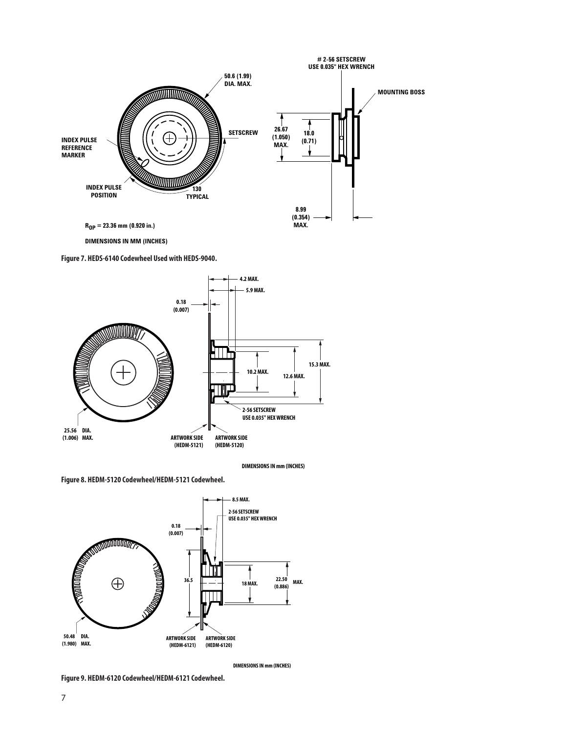# 2-56 SETSCREW
USE 0.035" HEX WRENCH

50.6 (1.99)
DIA. MAX.

MOUNTING BOSS

INDEX PULSE REFERENCE MARKER

SETSCREW

26.67 (1.050) MAX.

18.0 (0.71)

INDEX PULSE POSITION

130 TYPICAL

8.99 (0.354) MAX.

$R_{OP}$ = 23.36 mm (0.920 in.)

DIMENSIONS IN MM (INCHES)

**Figure 7. HEDS-6140 Codewheel Used with HEDS-9040.**

4.2 MAX.

5.9 MAX.

0.18 (0.007)

10.2 MAX.

12.6 MAX.

15.3 MAX.

2-56 SETSCREW
USE 0.035" HEX WRENCH

25.56 (1.006) DIA. MAX.

ARTWORK SIDE (HEDM-5121)

ARTWORK SIDE (HEDM-5120)

DIMENSIONS IN mm (INCHES)

**Figure 8. HEDM-5120 Codewheel/HEDM-5121 Codewheel.**

8.5 MAX.

2-56 SETSCREW
USE 0.035" HEX WRENCH

0.18 (0.007)

36.5

18 MAX.

22.50 (0.886) MAX.

50.48 (1.980) DIA. MAX.

ARTWORK SIDE (HEDM-6121)

ARTWORK SIDE (HEDM-6120)

DIMENSIONS IN mm (INCHES)

**Figure 9. HEDM-6120 Codewheel/HEDM-6121 Codewheel.**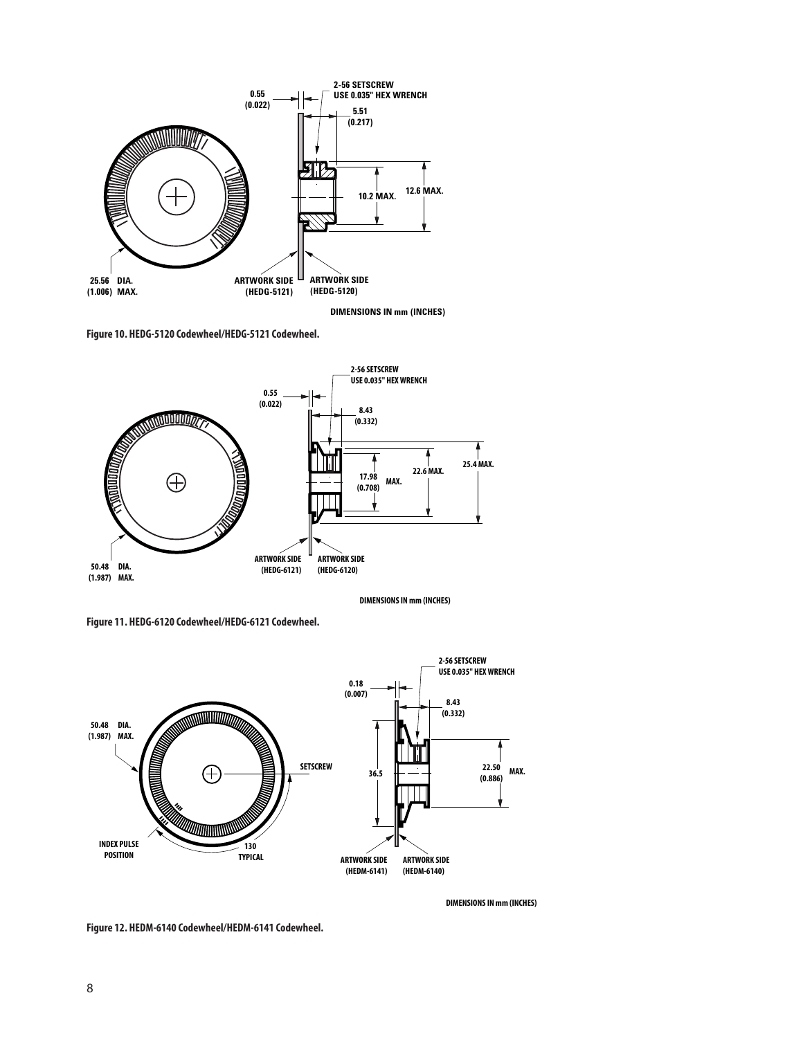2-56 SETSCREW
USE 0.035" HEX WRENCH

0.55
(0.022)

5.51
(0.217)

10.2 MAX.

12.6 MAX.

25.56 DIA.
(1.006) MAX.

ARTWORK SIDE
(HEDG-5121)

ARTWORK SIDE
(HEDG-5120)

DIMENSIONS IN mm (INCHES)

**Figure 10. HEDG-5120 Codewheel/HEDG-5121 Codewheel.**

2-56 SETSCREW
USE 0.035" HEX WRENCH

0.55
(0.022)

8.43
(0.332)

17.98
(0.708) MAX.

22.6 MAX.

25.4 MAX.

50.48 DIA.
(1.987) MAX.

ARTWORK SIDE
(HEDG-6121)

ARTWORK SIDE
(HEDG-6120)

DIMENSIONS IN mm (INCHES)

**Figure 11. HEDG-6120 Codewheel/HEDG-6121 Codewheel.**

2-56 SETSCREW
USE 0.035" HEX WRENCH

0.18
(0.007)

8.43
(0.332)

50.48 DIA.
(1.987) MAX.

SETSCREW

36.5

22.50
(0.886) MAX.

INDEX PULSE
POSITION

130
TYPICAL

ARTWORK SIDE
(HEDM-6141)

ARTWORK SIDE
(HEDM-6140)

DIMENSIONS IN mm (INCHES)

**Figure 12. HEDM-6140 Codewheel/HEDM-6141 Codewheel.**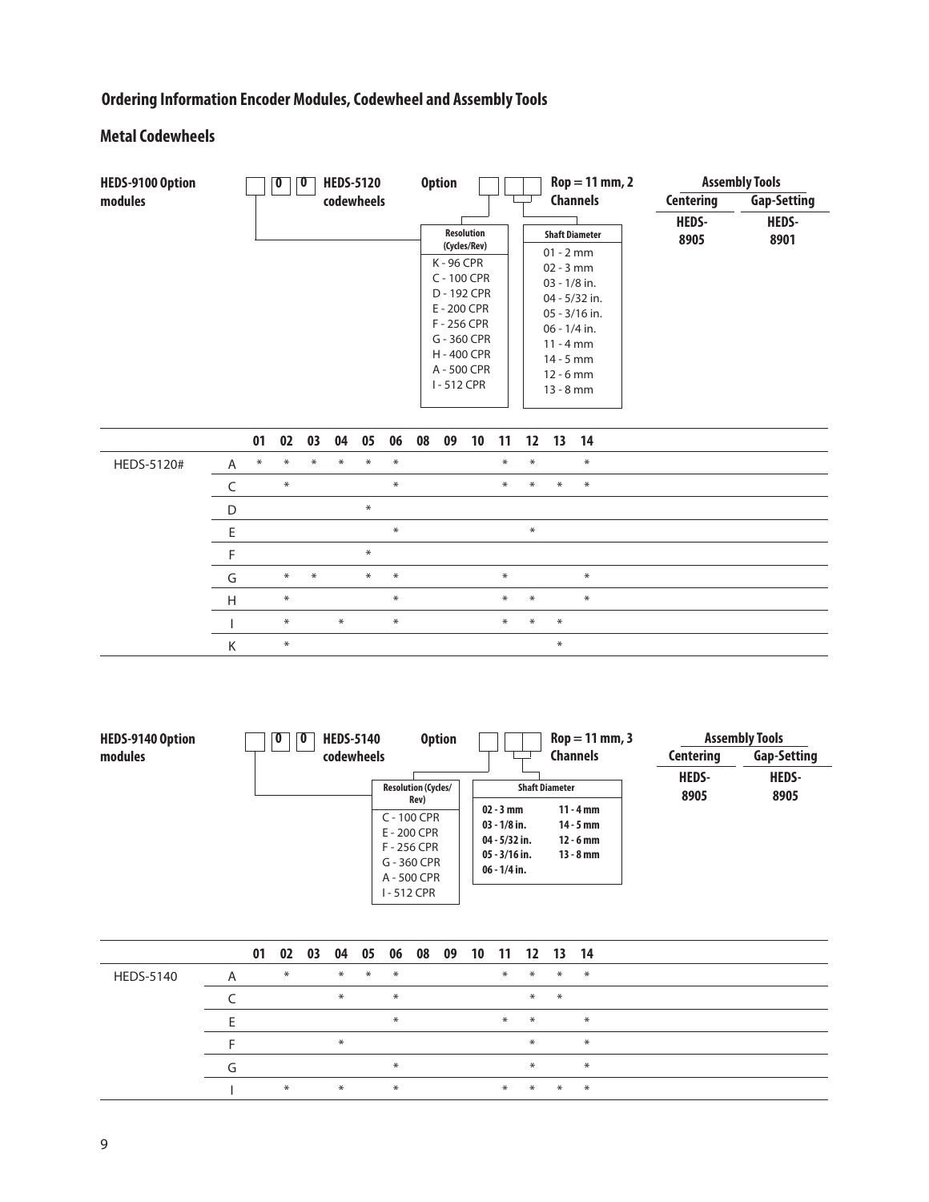## Ordering Information Encoder Modules, Codewheel and Assembly Tools

### Metal Codewheels

**HEDS-9100 Option modules** &nbsp; ☐ **0** **0** **HEDS-5120 codewheels** &nbsp; **Option** ☐ ☐☐ &nbsp; **Rop = 11 mm, 2 Channels**

| Resolution (Cycles/Rev) |
|---|
| K - 96 CPR |
| C - 100 CPR |
| D - 192 CPR |
| E - 200 CPR |
| F - 256 CPR |
| G - 360 CPR |
| H - 400 CPR |
| A - 500 CPR |
| I - 512 CPR |

| Shaft Diameter |
|---|
| 01 - 2 mm |
| 02 - 3 mm |
| 03 - 1/8 in. |
| 04 - 5/32 in. |
| 05 - 3/16 in. |
| 06 - 1/4 in. |
| 11 - 4 mm |
| 14 - 5 mm |
| 12 - 6 mm |
| 13 - 8 mm |

| Assembly Tools | |
|---|---|
| Centering | Gap-Setting |
| HEDS-8905 | HEDS-8901 |

| | | 01 | 02 | 03 | 04 | 05 | 06 | 08 | 09 | 10 | 11 | 12 | 13 | 14 |
|---|---|---|---|---|---|---|---|---|---|---|---|---|---|---|
| HEDS-5120# | A | * | * | * | * | * | * | | | | * | * | | * |
| | C | | * | | | | * | | | | * | * | * | * |
| | D | | | | | * | | | | | | | | |
| | E | | | | | | * | | | | | * | | |
| | F | | | | | * | | | | | | | | |
| | G | | * | * | | * | * | | | | * | | | * |
| | H | | * | | | | * | | | | * | * | | * |
| | I | | * | | * | | * | | | | * | * | * | |
| | K | | * | | | | | | | | | | * | |

**HEDS-9140 Option modules** &nbsp; ☐ **0** **0** **HEDS-5140 codewheels** &nbsp; **Option** ☐ ☐☐ &nbsp; **Rop = 11 mm, 3 Channels**

| Resolution (Cycles/Rev) |
|---|
| C - 100 CPR |
| E - 200 CPR |
| F - 256 CPR |
| G - 360 CPR |
| A - 500 CPR |
| I - 512 CPR |

| Shaft Diameter | |
|---|---|
| 02 - 3 mm | 11 - 4 mm |
| 03 - 1/8 in. | 14 - 5 mm |
| 04 - 5/32 in. | 12 - 6 mm |
| 05 - 3/16 in. | 13 - 8 mm |
| 06 - 1/4 in. | |

| Assembly Tools | |
|---|---|
| Centering | Gap-Setting |
| HEDS-8905 | HEDS-8905 |

| | | 01 | 02 | 03 | 04 | 05 | 06 | 08 | 09 | 10 | 11 | 12 | 13 | 14 |
|---|---|---|---|---|---|---|---|---|---|---|---|---|---|---|
| HEDS-5140 | A | | * | | * | * | * | | | | * | * | * | * |
| | C | | | | * | | * | | | | | * | * | |
| | E | | | | | | * | | | | * | * | | * |
| | F | | | | * | | | | | | | * | | * |
| | G | | | | | | * | | | | | * | | * |
| | I | | * | | * | | * | | | | * | * | * | * |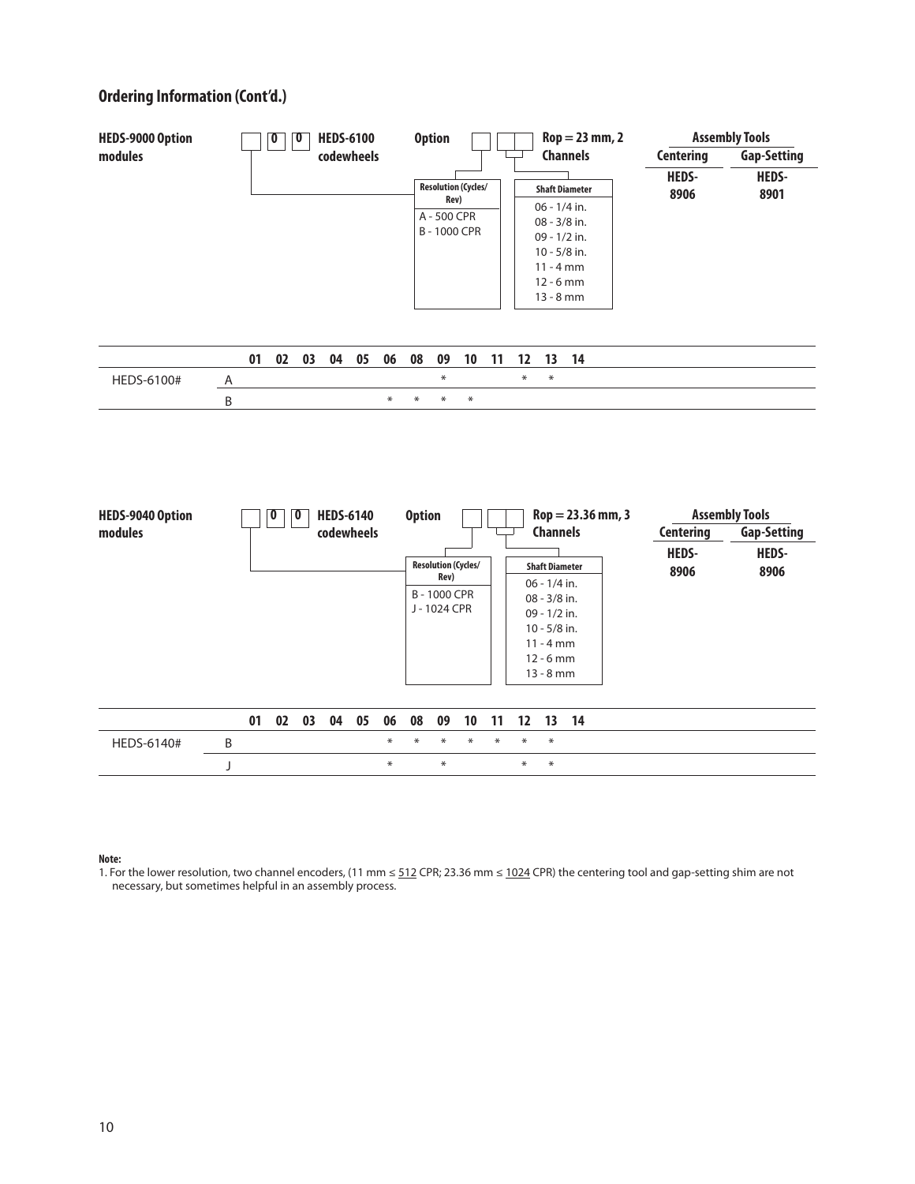## Ordering Information (Cont'd.)

**HEDS-9000 Option modules**

☐ 0 0 **HEDS-6100 codewheels** **Option** ☐ ☐☐ **Rop = 23 mm, 2 Channels**

**Resolution (Cycles/Rev)**
- A - 500 CPR
- B - 1000 CPR

**Shaft Diameter**
- 06 - 1/4 in.
- 08 - 3/8 in.
- 09 - 1/2 in.
- 10 - 5/8 in.
- 11 - 4 mm
- 12 - 6 mm
- 13 - 8 mm

| Assembly Tools | |
|---|---|
| **Centering** | **Gap-Setting** |
| **HEDS-8906** | **HEDS-8901** |

| | | 01 | 02 | 03 | 04 | 05 | 06 | 08 | 09 | 10 | 11 | 12 | 13 | 14 |
|---|---|---|---|---|---|---|---|---|---|---|---|---|---|---|
| HEDS-6100# | A | | | | | | | | * | | | * | * | |
| | B | | | | | | * | * | * | * | | | | |

**HEDS-9040 Option modules**

☐ 0 0 **HEDS-6140 codewheels** **Option** ☐ ☐☐ **Rop = 23.36 mm, 3 Channels**

**Resolution (Cycles/Rev)**
- B - 1000 CPR
- J - 1024 CPR

**Shaft Diameter**
- 06 - 1/4 in.
- 08 - 3/8 in.
- 09 - 1/2 in.
- 10 - 5/8 in.
- 11 - 4 mm
- 12 - 6 mm
- 13 - 8 mm

| Assembly Tools | |
|---|---|
| **Centering** | **Gap-Setting** |
| **HEDS-8906** | **HEDS-8906** |

| | | 01 | 02 | 03 | 04 | 05 | 06 | 08 | 09 | 10 | 11 | 12 | 13 | 14 |
|---|---|---|---|---|---|---|---|---|---|---|---|---|---|---|
| HEDS-6140# | B | | | | | | * | * | * | * | * | * | * | |
| | J | | | | | | * | | * | | | * | * | |

**Note:**
1. For the lower resolution, two channel encoders, (11 mm ≤ 512 CPR; 23.36 mm ≤ 1024 CPR) the centering tool and gap-setting shim are not necessary, but sometimes helpful in an assembly process.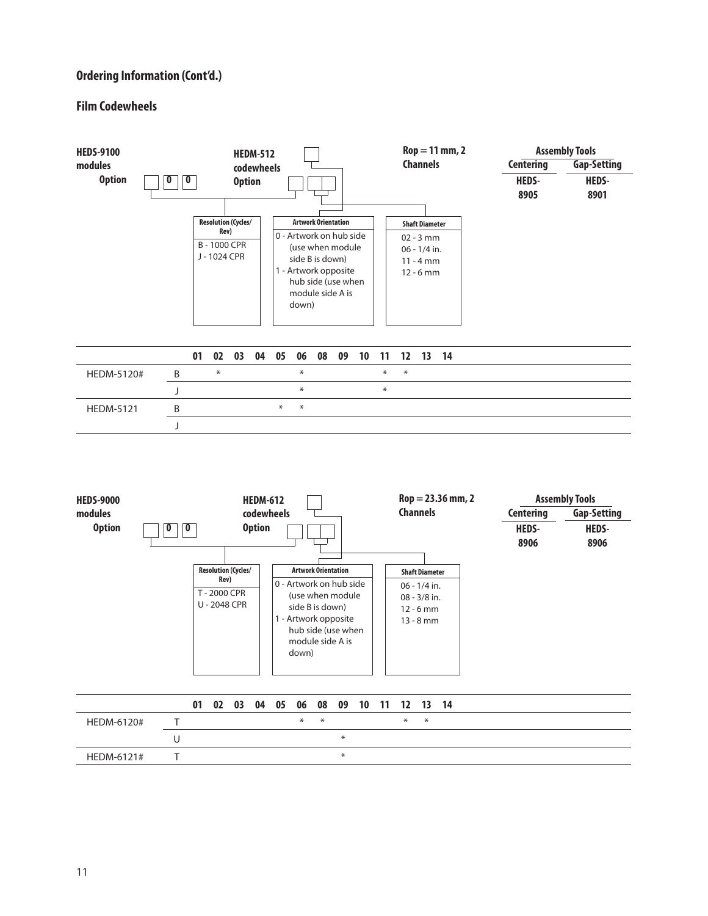## Ordering Information (Cont'd.)

### Film Codewheels

**HEDS-9100 modules Option** [ ] [0] [0]

**HEDM-512 codewheels Option** [ ] [ ] [ ] [ ]

**Rop = 11 mm, 2 Channels**

| Resolution (Cycles/Rev) | Artwork Orientation | Shaft Diameter |
|---|---|---|
| B - 1000 CPR<br>J - 1024 CPR | 0 - Artwork on hub side (use when module side B is down)<br>1 - Artwork opposite hub side (use when module side A is down) | 02 - 3 mm<br>06 - 1/4 in.<br>11 - 4 mm<br>12 - 6 mm |

| Assembly Tools | |
|---|---|
| Centering | Gap-Setting |
| HEDS-8905 | HEDS-8901 |

| | | 01 | 02 | 03 | 04 | 05 | 06 | 08 | 09 | 10 | 11 | 12 | 13 | 14 |
|---|---|---|---|---|---|---|---|---|---|---|---|---|---|---|
| HEDM-5120# | B | | * | | | | * | | | | * | * | | |
| | J | | | | | | * | | | | * | | | |
| HEDM-5121 | B | | | | | * | * | | | | | | | |
| | J | | | | | | | | | | | | | |

**HEDS-9000 modules Option** [ ] [0] [0]

**HEDM-612 codewheels Option** [ ] [ ] [ ] [ ]

**Rop = 23.36 mm, 2 Channels**

| Resolution (Cycles/Rev) | Artwork Orientation | Shaft Diameter |
|---|---|---|
| T - 2000 CPR<br>U - 2048 CPR | 0 - Artwork on hub side (use when module side B is down)<br>1 - Artwork opposite hub side (use when module side A is down) | 06 - 1/4 in.<br>08 - 3/8 in.<br>12 - 6 mm<br>13 - 8 mm |

| Assembly Tools | |
|---|---|
| Centering | Gap-Setting |
| HEDS-8906 | HEDS-8906 |

| | | 01 | 02 | 03 | 04 | 05 | 06 | 08 | 09 | 10 | 11 | 12 | 13 | 14 |
|---|---|---|---|---|---|---|---|---|---|---|---|---|---|---|
| HEDM-6120# | T | | | | | | * | * | | | | * | * | |
| | U | | | | | | | | * | | | | | |
| HEDM-6121# | T | | | | | | | | * | | | | | |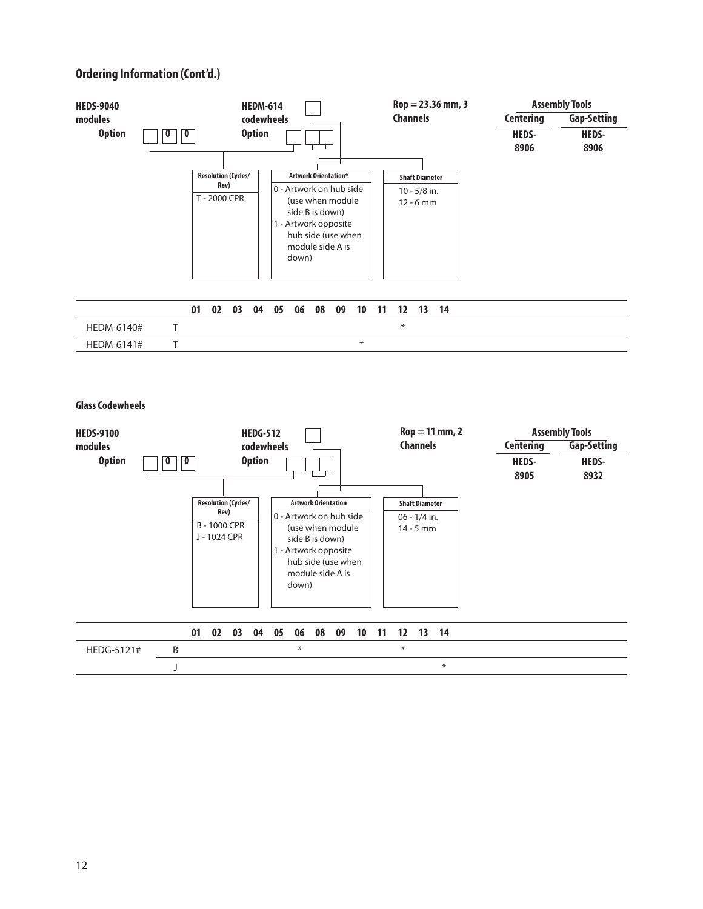## Ordering Information (Cont'd.)

**HEDS-9040 modules Option** [ ] [0] [0]

**HEDM-614 codewheels Option** [ ] [ ] [ ] [ ]

**Rop = 23.36 mm, 3 Channels**

| Assembly Tools | |
|---|---|
| **Centering** | **Gap-Setting** |
| **HEDS-8906** | **HEDS-8906** |

**Resolution (Cycles/Rev)**
T - 2000 CPR

**Artwork Orientation***
0 - Artwork on hub side (use when module side B is down)
1 - Artwork opposite hub side (use when module side A is down)

**Shaft Diameter**
10 - 5/8 in.
12 - 6 mm

| | | 01 | 02 | 03 | 04 | 05 | 06 | 08 | 09 | 10 | 11 | 12 | 13 | 14 |
|---|---|---|---|---|---|---|---|---|---|---|---|---|---|---|
| HEDM-6140# | T | | | | | | | | | | | * | | |
| HEDM-6141# | T | | | | | | | | | * | | | | |

### Glass Codewheels

**HEDS-9100 modules Option** [ ] [0] [0]

**HEDG-512 codewheels Option** [ ] [ ] [ ] [ ]

**Rop = 11 mm, 2 Channels**

| Assembly Tools | |
|---|---|
| **Centering** | **Gap-Setting** |
| **HEDS-8905** | **HEDS-8932** |

**Resolution (Cycles/Rev)**
B - 1000 CPR
J - 1024 CPR

**Artwork Orientation**
0 - Artwork on hub side (use when module side B is down)
1 - Artwork opposite hub side (use when module side A is down)

**Shaft Diameter**
06 - 1/4 in.
14 - 5 mm

| | | 01 | 02 | 03 | 04 | 05 | 06 | 08 | 09 | 10 | 11 | 12 | 13 | 14 |
|---|---|---|---|---|---|---|---|---|---|---|---|---|---|---|
| HEDG-5121# | B | | | | | | * | | | | | * | | |
| | J | | | | | | | | | | | | | * |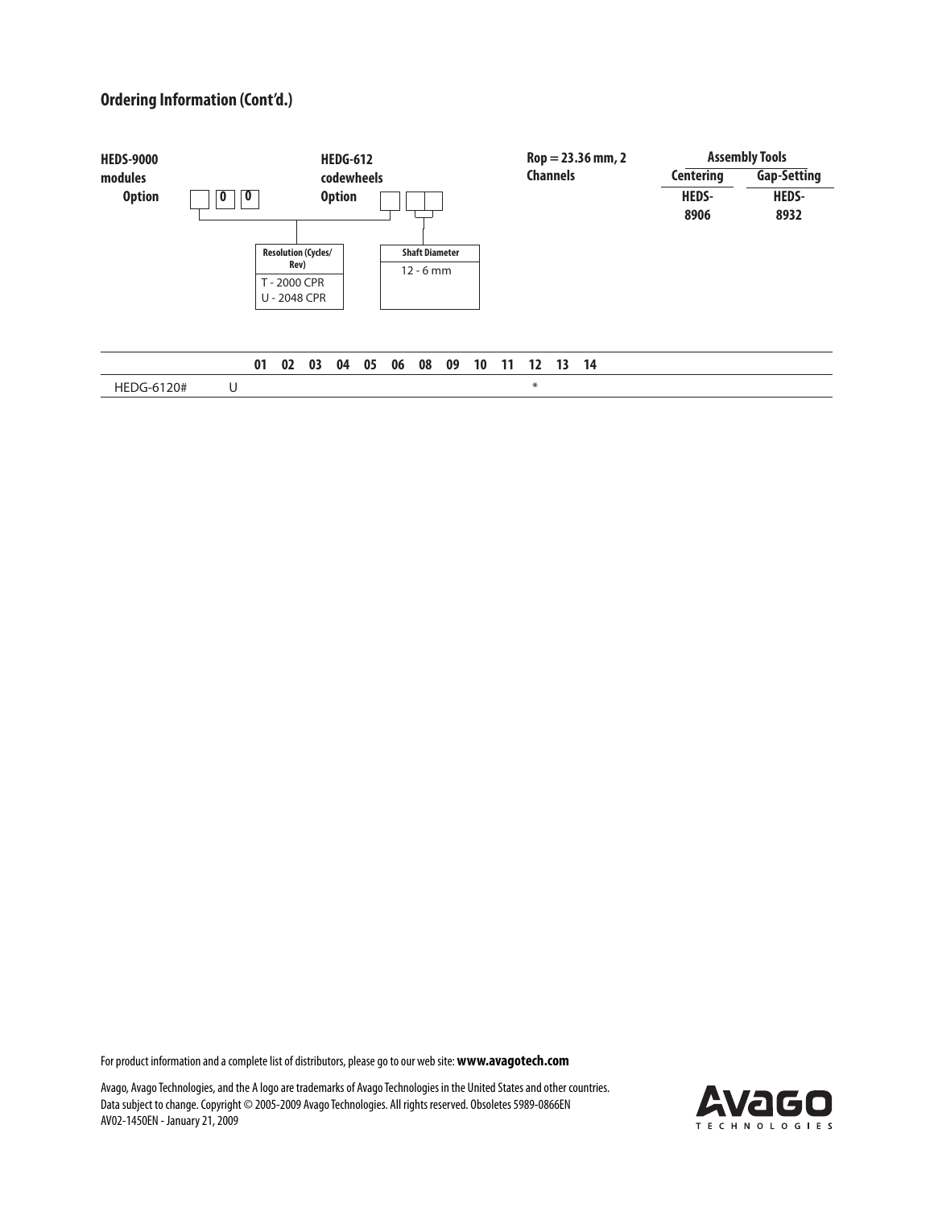## Ordering Information (Cont'd.)

**HEDS-9000 modules Option** [ ] [0] [0]

**HEDG-612 codewheels Option** [ ] [ ] [ ]

**Rop = 23.36 mm, 2 Channels**

| Assembly Tools | |
|---|---|
| **Centering** | **Gap-Setting** |
| **HEDS-8906** | **HEDS-8932** |

**Resolution (Cycles/ Rev)**
T - 2000 CPR
U - 2048 CPR

**Shaft Diameter**
12 - 6 mm

| | | 01 | 02 | 03 | 04 | 05 | 06 | 08 | 09 | 10 | 11 | 12 | 13 | 14 |
|---|---|---|---|---|---|---|---|---|---|---|---|---|---|---|
| HEDG-6120# | U | | | | | | | | | | | * | | |

For product information and a complete list of distributors, please go to our web site: **www.avagotech.com**

Avago, Avago Technologies, and the A logo are trademarks of Avago Technologies in the United States and other countries.
Data subject to change. Copyright © 2005-2009 Avago Technologies. All rights reserved. Obsoletes 5989-0866EN
AV02-1450EN - January 21, 2009